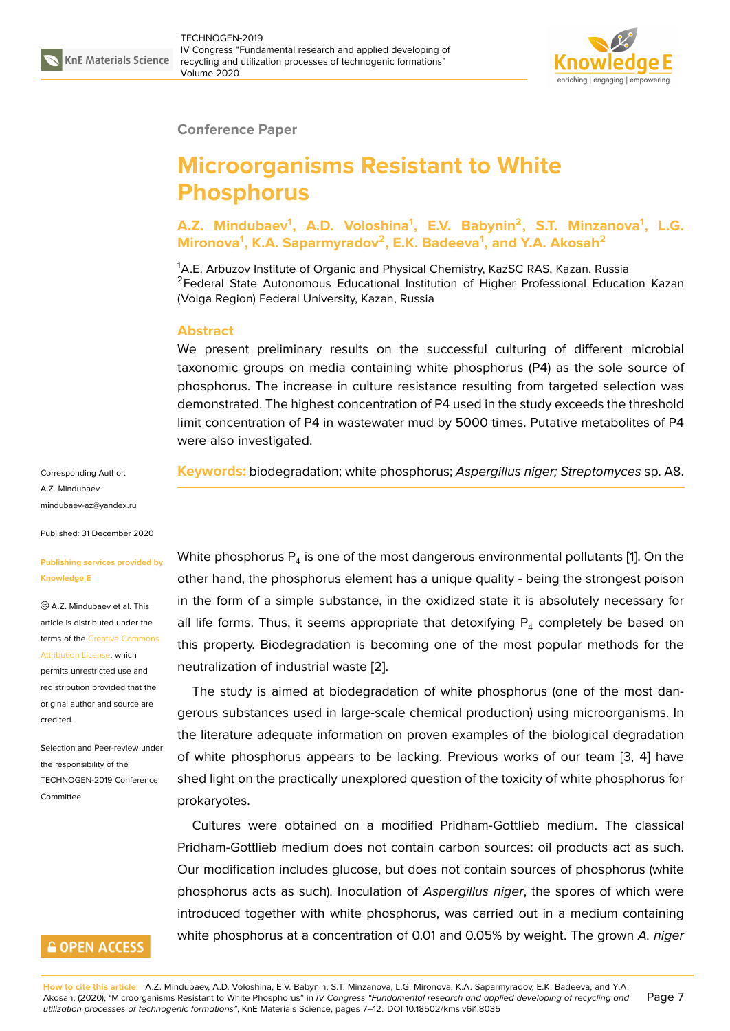Conference Paper

# Microorganisms Resistant to White Phosphorus

**A.Z. Mindubaev[1], A.D. Voloshina[1], E.V. Babynin[2], S.T. Minzanova[1], L.G. Mironova[1], K.A. Saparmyradov[2], E.K. Badeeva[1], and Y.A. Akosah[2]**

[1]A.E. Arbuzov Institute of Organic and Physical Chemistry, KazSC RAS, Kazan, Russia
[2]Federal State Autonomous Educational Institution of Higher Professional Education Kazan (Volga Region) Federal University, Kazan, Russia

## Abstract

We present preliminary results on the successful culturing of different microbial taxonomic groups on media containing white phosphorus (P4) as the sole source of phosphorus. The increase in culture resistance resulting from targeted selection was demonstrated. The highest concentration of P4 used in the study exceeds the threshold limit concentration of P4 in wastewater mud by 5000 times. Putative metabolites of P4 were also investigated.

**Keywords:** biodegradation; white phosphorus; *Aspergillus niger; Streptomyces* sp. A8.

Corresponding Author:
A.Z. Mindubaev
mindubaev-az@yandex.ru

Published: 31 December 2020

Publishing services provided by Knowledge E

© A.Z. Mindubaev et al. This article is distributed under the terms of the Creative Commons Attribution License, which permits unrestricted use and redistribution provided that the original author and source are credited.

Selection and Peer-review under the responsibility of the TECHNOGEN-2019 Conference Committee.

White phosphorus $P_4$ is one of the most dangerous environmental pollutants [1]. On the other hand, the phosphorus element has a unique quality - being the strongest poison in the form of a simple substance, in the oxidized state it is absolutely necessary for all life forms. Thus, it seems appropriate that detoxifying $P_4$ completely be based on this property. Biodegradation is becoming one of the most popular methods for the neutralization of industrial waste [2].

The study is aimed at biodegradation of white phosphorus (one of the most dangerous substances used in large-scale chemical production) using microorganisms. In the literature adequate information on proven examples of the biological degradation of white phosphorus appears to be lacking. Previous works of our team [3, 4] have shed light on the practically unexplored question of the toxicity of white phosphorus for prokaryotes.

Cultures were obtained on a modified Pridham-Gottlieb medium. The classical Pridham-Gottlieb medium does not contain carbon sources: oil products act as such. Our modification includes glucose, but does not contain sources of phosphorus (white phosphorus acts as such). Inoculation of *Aspergillus niger*, the spores of which were introduced together with white phosphorus, was carried out in a medium containing white phosphorus at a concentration of 0.01 and 0.05% by weight. The grown *A. niger*

**How to cite this article**: A.Z. Mindubaev, A.D. Voloshina, E.V. Babynin, S.T. Minzanova, L.G. Mironova, K.A. Saparmyradov, E.K. Badeeva, and Y.A. Akosah, (2020), "Microorganisms Resistant to White Phosphorus" in *IV Congress "Fundamental research and applied developing of recycling and utilization processes of technogenic formations"*, KnE Materials Science, pages 7–12. DOI 10.18502/kms.v6i1.8035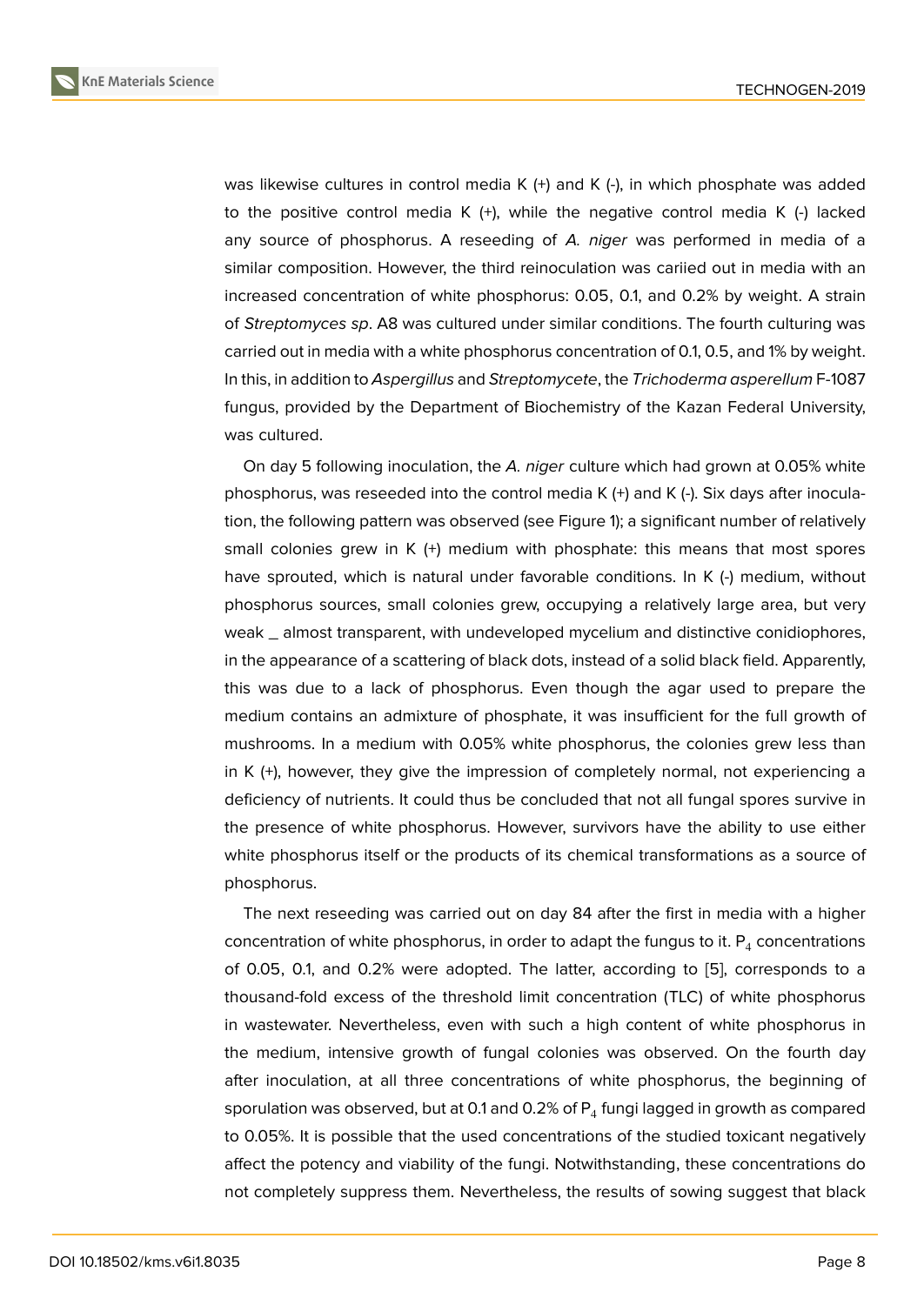was likewise cultures in control media K (+) and K (-), in which phosphate was added to the positive control media K (+), while the negative control media K (-) lacked any source of phosphorus. A reseeding of *A. niger* was performed in media of a similar composition. However, the third reinoculation was cariied out in media with an increased concentration of white phosphorus: 0.05, 0.1, and 0.2% by weight. A strain of *Streptomyces sp*. A8 was cultured under similar conditions. The fourth culturing was carried out in media with a white phosphorus concentration of 0.1, 0.5, and 1% by weight. In this, in addition to *Aspergillus* and *Streptomycete*, the *Trichoderma asperellum* F-1087 fungus, provided by the Department of Biochemistry of the Kazan Federal University, was cultured.

On day 5 following inoculation, the *A. niger* culture which had grown at 0.05% white phosphorus, was reseeded into the control media K (+) and K (-). Six days after inoculation, the following pattern was observed (see Figure 1); a significant number of relatively small colonies grew in K (+) medium with phosphate: this means that most spores have sprouted, which is natural under favorable conditions. In K (-) medium, without phosphorus sources, small colonies grew, occupying a relatively large area, but very weak _ almost transparent, with undeveloped mycelium and distinctive conidiophores, in the appearance of a scattering of black dots, instead of a solid black field. Apparently, this was due to a lack of phosphorus. Even though the agar used to prepare the medium contains an admixture of phosphate, it was insufficient for the full growth of mushrooms. In a medium with 0.05% white phosphorus, the colonies grew less than in K (+), however, they give the impression of completely normal, not experiencing a deficiency of nutrients. It could thus be concluded that not all fungal spores survive in the presence of white phosphorus. However, survivors have the ability to use either white phosphorus itself or the products of its chemical transformations as a source of phosphorus.

The next reseeding was carried out on day 84 after the first in media with a higher concentration of white phosphorus, in order to adapt the fungus to it. $P_4$ concentrations of 0.05, 0.1, and 0.2% were adopted. The latter, according to [5], corresponds to a thousand-fold excess of the threshold limit concentration (TLC) of white phosphorus in wastewater. Nevertheless, even with such a high content of white phosphorus in the medium, intensive growth of fungal colonies was observed. On the fourth day after inoculation, at all three concentrations of white phosphorus, the beginning of sporulation was observed, but at 0.1 and 0.2% of $P_4$ fungi lagged in growth as compared to 0.05%. It is possible that the used concentrations of the studied toxicant negatively affect the potency and viability of the fungi. Notwithstanding, these concentrations do not completely suppress them. Nevertheless, the results of sowing suggest that black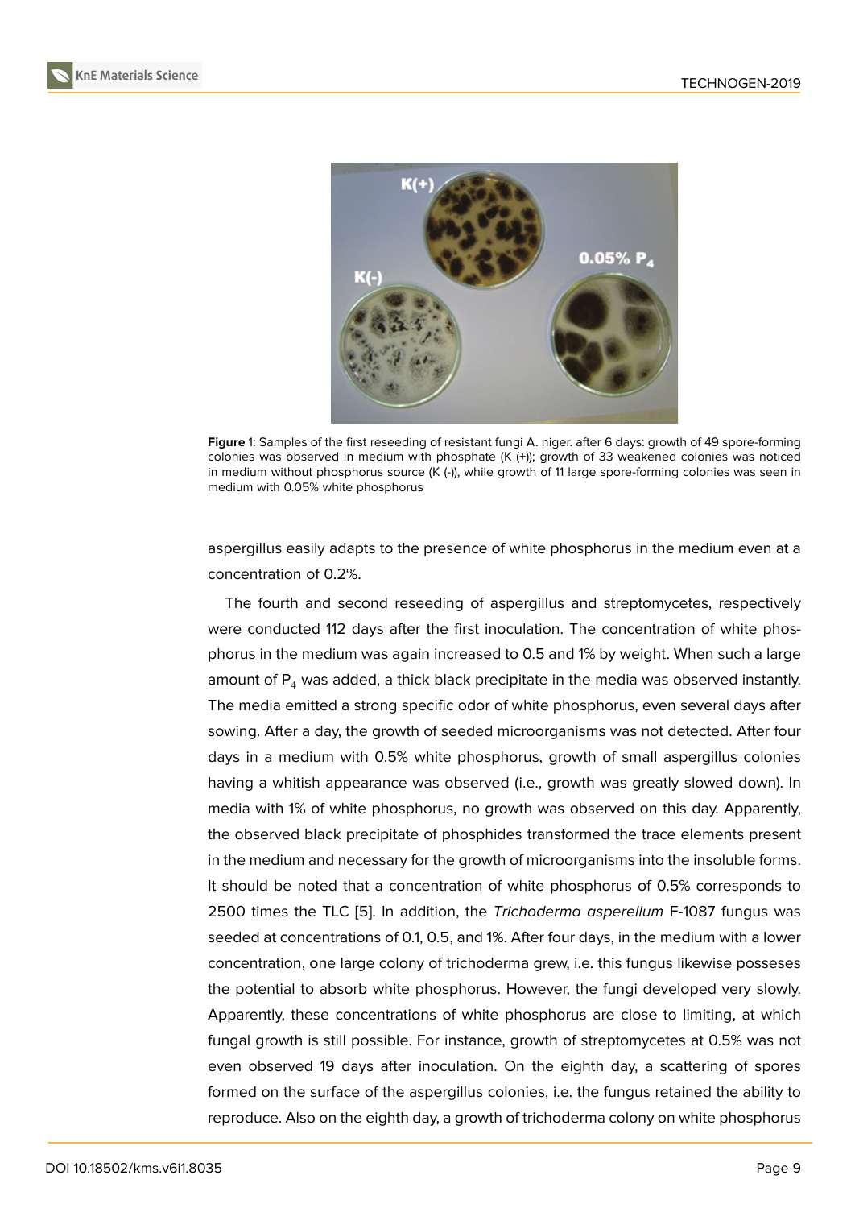**Figure** 1: Samples of the first reseeding of resistant fungi A. niger. after 6 days: growth of 49 spore-forming colonies was observed in medium with phosphate (K (+)); growth of 33 weakened colonies was noticed in medium without phosphorus source (K (-)), while growth of 11 large spore-forming colonies was seen in medium with 0.05% white phosphorus

aspergillus easily adapts to the presence of white phosphorus in the medium even at a concentration of 0.2%.

The fourth and second reseeding of aspergillus and streptomycetes, respectively were conducted 112 days after the first inoculation. The concentration of white phosphorus in the medium was again increased to 0.5 and 1% by weight. When such a large amount of $P_4$ was added, a thick black precipitate in the media was observed instantly. The media emitted a strong specific odor of white phosphorus, even several days after sowing. After a day, the growth of seeded microorganisms was not detected. After four days in a medium with 0.5% white phosphorus, growth of small aspergillus colonies having a whitish appearance was observed (i.e., growth was greatly slowed down). In media with 1% of white phosphorus, no growth was observed on this day. Apparently, the observed black precipitate of phosphides transformed the trace elements present in the medium and necessary for the growth of microorganisms into the insoluble forms. It should be noted that a concentration of white phosphorus of 0.5% corresponds to 2500 times the TLC [5]. In addition, the *Trichoderma asperellum* F-1087 fungus was seeded at concentrations of 0.1, 0.5, and 1%. After four days, in the medium with a lower concentration, one large colony of trichoderma grew, i.e. this fungus likewise posseses the potential to absorb white phosphorus. However, the fungi developed very slowly. Apparently, these concentrations of white phosphorus are close to limiting, at which fungal growth is still possible. For instance, growth of streptomycetes at 0.5% was not even observed 19 days after inoculation. On the eighth day, a scattering of spores formed on the surface of the aspergillus colonies, i.e. the fungus retained the ability to reproduce. Also on the eighth day, a growth of trichoderma colony on white phosphorus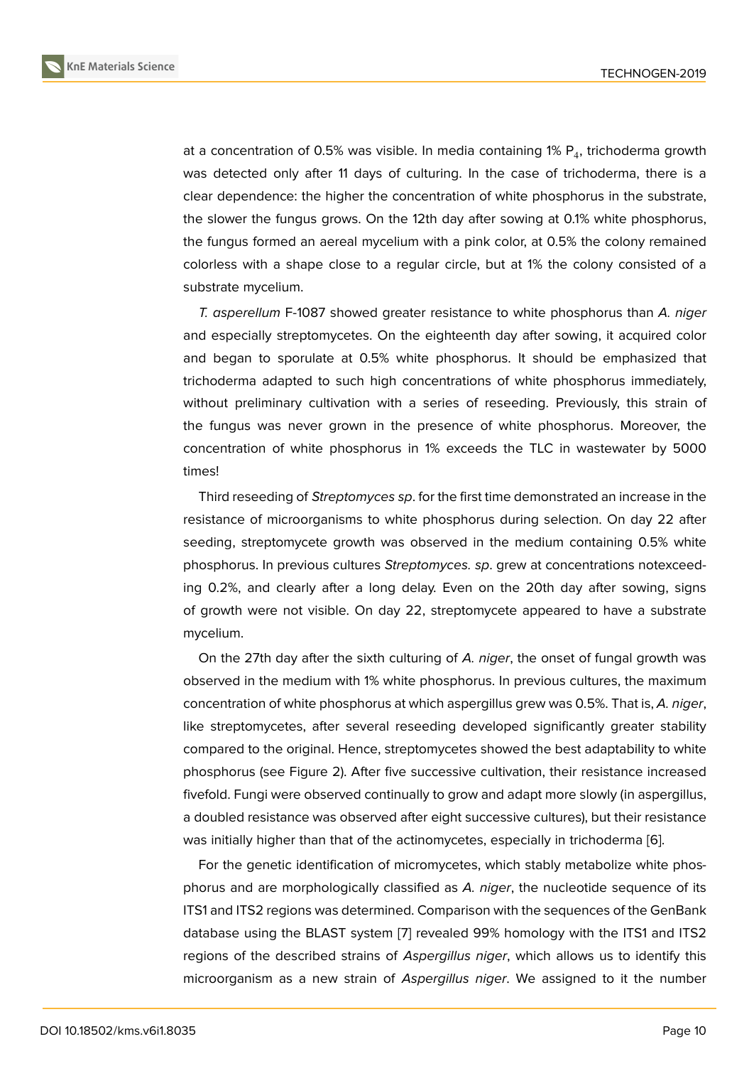at a concentration of 0.5% was visible. In media containing 1% $P_4$, trichoderma growth was detected only after 11 days of culturing. In the case of trichoderma, there is a clear dependence: the higher the concentration of white phosphorus in the substrate, the slower the fungus grows. On the 12th day after sowing at 0.1% white phosphorus, the fungus formed an aereal mycelium with a pink color, at 0.5% the colony remained colorless with a shape close to a regular circle, but at 1% the colony consisted of a substrate mycelium.

*T. asperellum* F-1087 showed greater resistance to white phosphorus than *A. niger* and especially streptomycetes. On the eighteenth day after sowing, it acquired color and began to sporulate at 0.5% white phosphorus. It should be emphasized that trichoderma adapted to such high concentrations of white phosphorus immediately, without preliminary cultivation with a series of reseeding. Previously, this strain of the fungus was never grown in the presence of white phosphorus. Moreover, the concentration of white phosphorus in 1% exceeds the TLC in wastewater by 5000 times!

Third reseeding of *Streptomyces sp*. for the first time demonstrated an increase in the resistance of microorganisms to white phosphorus during selection. On day 22 after seeding, streptomycete growth was observed in the medium containing 0.5% white phosphorus. In previous cultures *Streptomyces. sp*. grew at concentrations notexceeding 0.2%, and clearly after a long delay. Even on the 20th day after sowing, signs of growth were not visible. On day 22, streptomycete appeared to have a substrate mycelium.

On the 27th day after the sixth culturing of *A. niger*, the onset of fungal growth was observed in the medium with 1% white phosphorus. In previous cultures, the maximum concentration of white phosphorus at which aspergillus grew was 0.5%. That is, *A. niger*, like streptomycetes, after several reseeding developed significantly greater stability compared to the original. Hence, streptomycetes showed the best adaptability to white phosphorus (see Figure 2). After five successive cultivation, their resistance increased fivefold. Fungi were observed continually to grow and adapt more slowly (in aspergillus, a doubled resistance was observed after eight successive cultures), but their resistance was initially higher than that of the actinomycetes, especially in trichoderma [6].

For the genetic identification of micromycetes, which stably metabolize white phosphorus and are morphologically classified as *A. niger*, the nucleotide sequence of its ITS1 and ITS2 regions was determined. Comparison with the sequences of the GenBank database using the BLAST system [7] revealed 99% homology with the ITS1 and ITS2 regions of the described strains of *Aspergillus niger*, which allows us to identify this microorganism as a new strain of *Aspergillus niger*. We assigned to it the number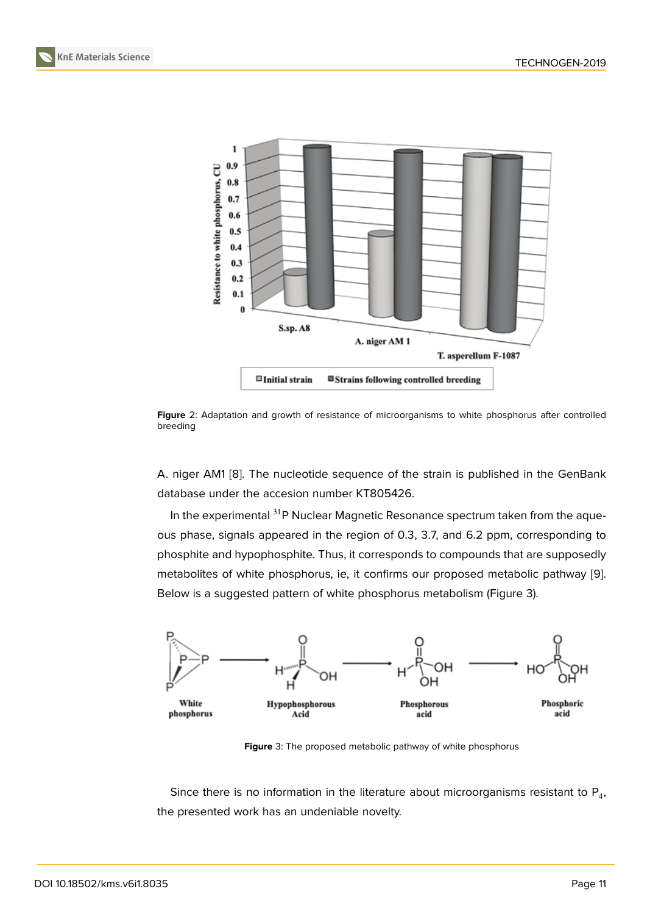Figure 2: Adaptation and growth of resistance of microorganisms to white phosphorus after controlled breeding

A. niger AM1 [8]. The nucleotide sequence of the strain is published in the GenBank database under the accesion number KT805426.

In the experimental $^{31}P$ Nuclear Magnetic Resonance spectrum taken from the aqueous phase, signals appeared in the region of 0.3, 3.7, and 6.2 ppm, corresponding to phosphite and hypophosphite. Thus, it corresponds to compounds that are supposedly metabolites of white phosphorus, ie, it confirms our proposed metabolic pathway [9]. Below is a suggested pattern of white phosphorus metabolism (Figure 3).

Figure 3: The proposed metabolic pathway of white phosphorus

Since there is no information in the literature about microorganisms resistant to $P_4$, the presented work has an undeniable novelty.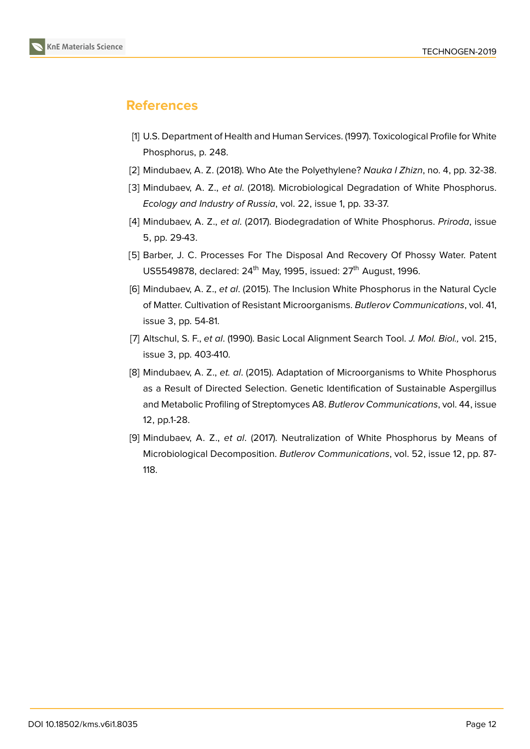## References

[1] U.S. Department of Health and Human Services. (1997). Toxicological Profile for White Phosphorus, p. 248.

[2] Mindubaev, A. Z. (2018). Who Ate the Polyethylene? *Nauka I Zhizn*, no. 4, pp. 32-38.

[3] Mindubaev, A. Z., *et al*. (2018). Microbiological Degradation of White Phosphorus. *Ecology and Industry of Russia*, vol. 22, issue 1, pp. 33-37.

[4] Mindubaev, A. Z., *et al*. (2017). Biodegradation of White Phosphorus. *Priroda*, issue 5, pp. 29-43.

[5] Barber, J. C. Processes For The Disposal And Recovery Of Phossy Water. Patent US5549878, declared: 24th May, 1995, issued: 27th August, 1996.

[6] Mindubaev, A. Z., *et al*. (2015). The Inclusion White Phosphorus in the Natural Cycle of Matter. Cultivation of Resistant Microorganisms. *Butlerov Communications*, vol. 41, issue 3, pp. 54-81.

[7] Altschul, S. F., *et al*. (1990). Basic Local Alignment Search Tool. *J. Mol. Biol.,* vol. 215, issue 3, pp. 403-410.

[8] Mindubaev, A. Z., *et. al*. (2015). Adaptation of Microorganisms to White Phosphorus as a Result of Directed Selection. Genetic Identification of Sustainable Aspergillus and Metabolic Profiling of Streptomyces A8. *Butlerov Communications*, vol. 44, issue 12, pp.1-28.

[9] Mindubaev, A. Z., *et al*. (2017). Neutralization of White Phosphorus by Means of Microbiological Decomposition. *Butlerov Communications*, vol. 52, issue 12, pp. 87-118.